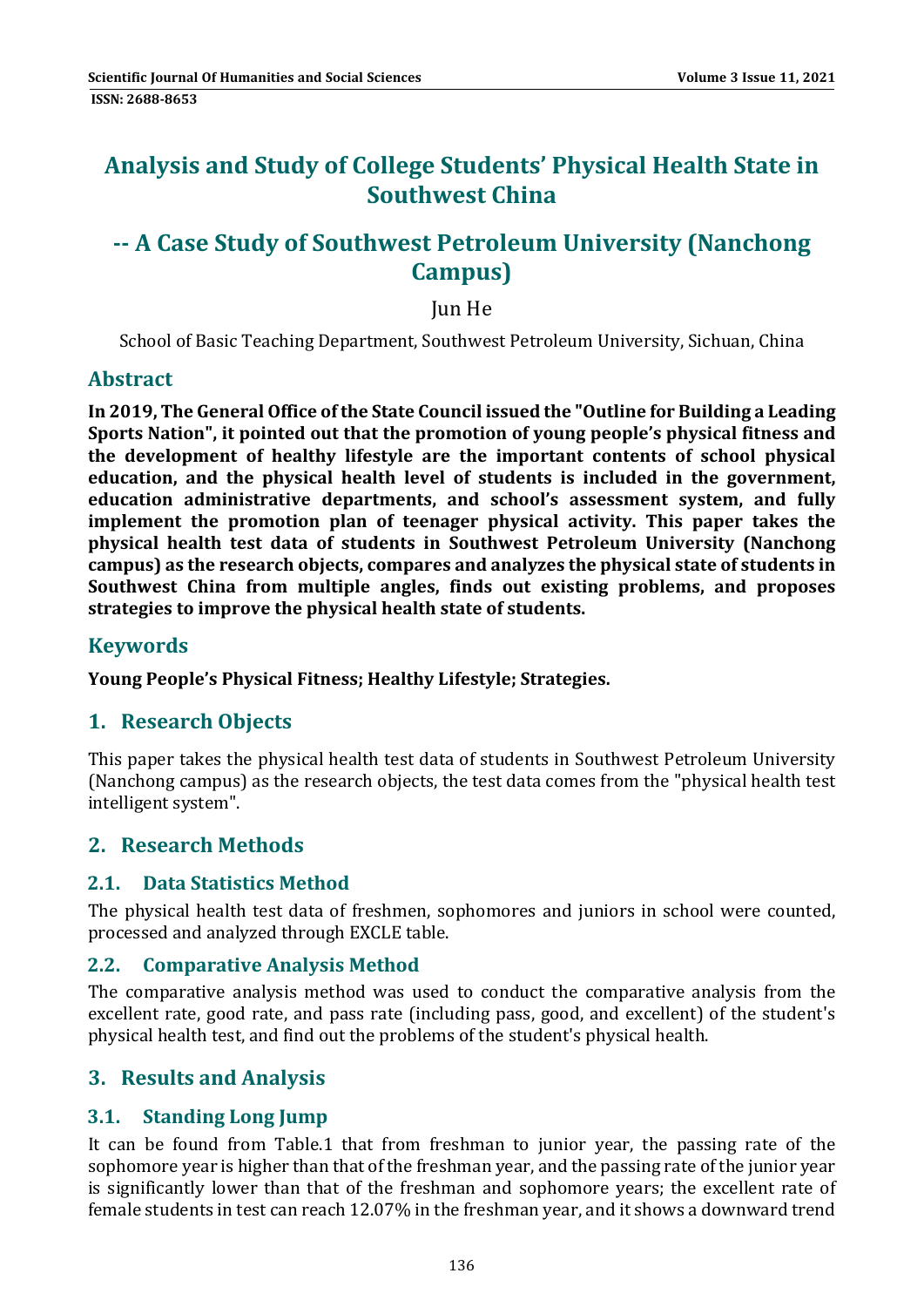# Analysis and Study of College Students' Physical Health State in Southwest China

## -- A Case Study of Southwest Petroleum University (Nanchong Campus)

Jun He

School of Basic Teaching Department, Southwest Petroleum University, Sichuan, China

## Abstract

**In 2019, The General Office of the State Council issued the "Outline for Building a Leading Sports Nation", it pointed out that the promotion of young people's physical fitness and the development of healthy lifestyle are the important contents of school physical education, and the physical health level of students is included in the government, education administrative departments, and school's assessment system, and fully implement the promotion plan of teenager physical activity. This paper takes the physical health test data of students in Southwest Petroleum University (Nanchong campus) as the research objects, compares and analyzes the physical state of students in Southwest China from multiple angles, finds out existing problems, and proposes strategies to improve the physical health state of students.**

## Keywords

**Young People's Physical Fitness; Healthy Lifestyle; Strategies.**

## 1. Research Objects

This paper takes the physical health test data of students in Southwest Petroleum University (Nanchong campus) as the research objects, the test data comes from the "physical health test intelligent system".

## 2. Research Methods

### 2.1. Data Statistics Method

The physical health test data of freshmen, sophomores and juniors in school were counted, processed and analyzed through EXCLE table.

### 2.2. Comparative Analysis Method

The comparative analysis method was used to conduct the comparative analysis from the excellent rate, good rate, and pass rate (including pass, good, and excellent) of the student's physical health test, and find out the problems of the student's physical health.

## 3. Results and Analysis

### 3.1. Standing Long Jump

It can be found from Table.1 that from freshman to junior year, the passing rate of the sophomore year is higher than that of the freshman year, and the passing rate of the junior year is significantly lower than that of the freshman and sophomore years; the excellent rate of female students in test can reach 12.07% in the freshman year, and it shows a downward trend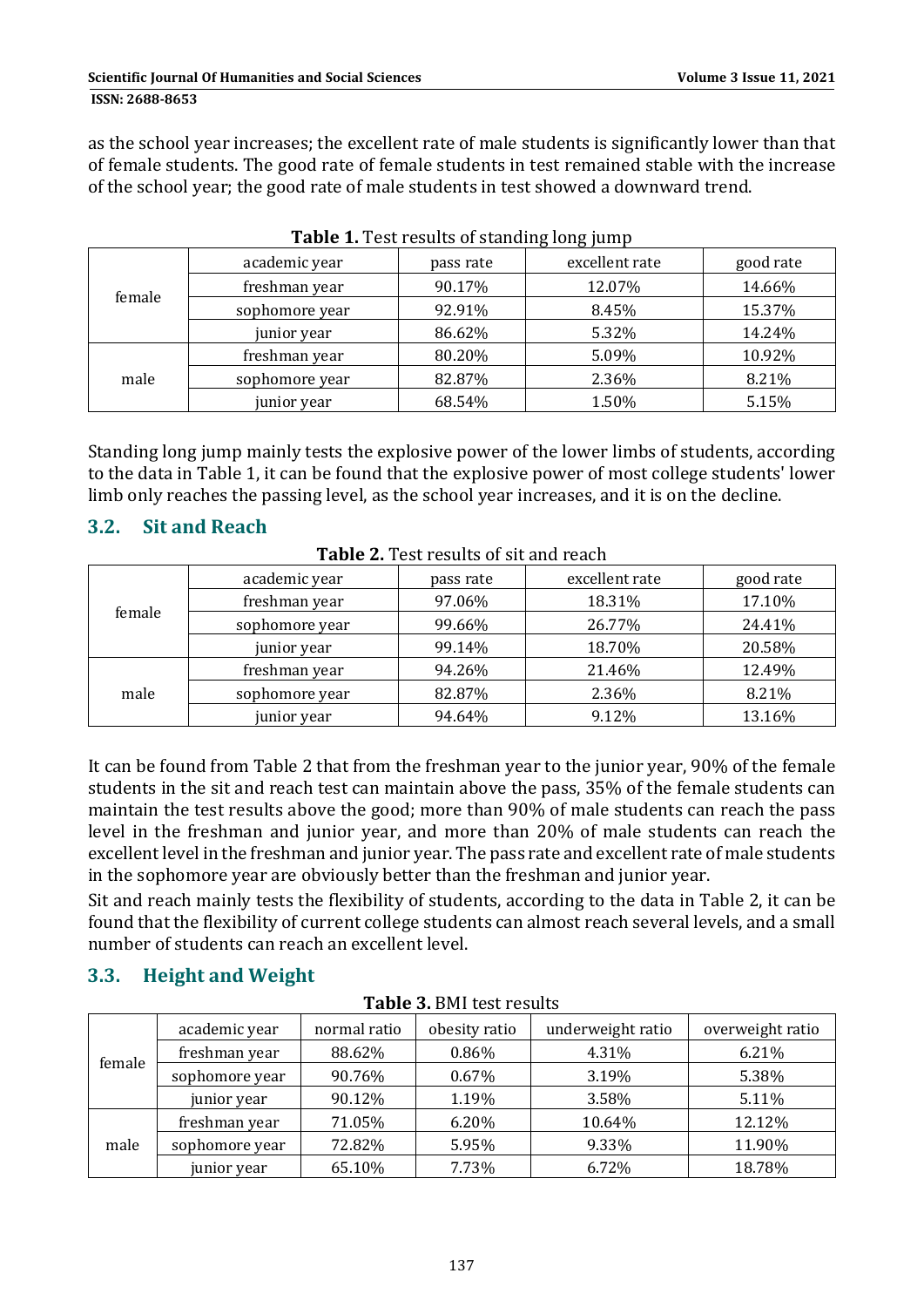as the school year increases; the excellent rate of male students is significantly lower than that of female students. The good rate of female students in test remained stable with the increase of the school year; the good rate of male students in test showed a downward trend.

**Table 1.** Test results of standing long jump

| | academic year | pass rate | excellent rate | good rate |
|---|---|---|---|---|
| female | freshman year | 90.17% | 12.07% | 14.66% |
| | sophomore year | 92.91% | 8.45% | 15.37% |
| | junior year | 86.62% | 5.32% | 14.24% |
| male | freshman year | 80.20% | 5.09% | 10.92% |
| | sophomore year | 82.87% | 2.36% | 8.21% |
| | junior year | 68.54% | 1.50% | 5.15% |

Standing long jump mainly tests the explosive power of the lower limbs of students, according to the data in Table 1, it can be found that the explosive power of most college students' lower limb only reaches the passing level, as the school year increases, and it is on the decline.

## 3.2. Sit and Reach

**Table 2.** Test results of sit and reach

| | academic year | pass rate | excellent rate | good rate |
|---|---|---|---|---|
| female | freshman year | 97.06% | 18.31% | 17.10% |
| | sophomore year | 99.66% | 26.77% | 24.41% |
| | junior year | 99.14% | 18.70% | 20.58% |
| male | freshman year | 94.26% | 21.46% | 12.49% |
| | sophomore year | 82.87% | 2.36% | 8.21% |
| | junior year | 94.64% | 9.12% | 13.16% |

It can be found from Table 2 that from the freshman year to the junior year, 90% of the female students in the sit and reach test can maintain above the pass, 35% of the female students can maintain the test results above the good; more than 90% of male students can reach the pass level in the freshman and junior year, and more than 20% of male students can reach the excellent level in the freshman and junior year. The pass rate and excellent rate of male students in the sophomore year are obviously better than the freshman and junior year.

Sit and reach mainly tests the flexibility of students, according to the data in Table 2, it can be found that the flexibility of current college students can almost reach several levels, and a small number of students can reach an excellent level.

## 3.3. Height and Weight

**Table 3.** BMI test results

| | academic year | normal ratio | obesity ratio | underweight ratio | overweight ratio |
|---|---|---|---|---|---|
| female | freshman year | 88.62% | 0.86% | 4.31% | 6.21% |
| | sophomore year | 90.76% | 0.67% | 3.19% | 5.38% |
| | junior year | 90.12% | 1.19% | 3.58% | 5.11% |
| male | freshman year | 71.05% | 6.20% | 10.64% | 12.12% |
| | sophomore year | 72.82% | 5.95% | 9.33% | 11.90% |
| | junior year | 65.10% | 7.73% | 6.72% | 18.78% |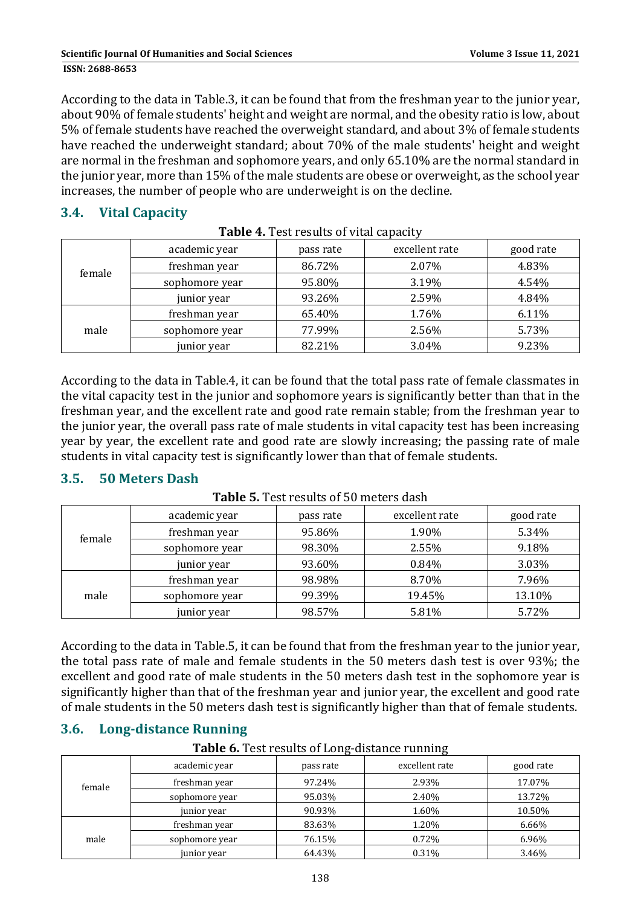According to the data in Table.3, it can be found that from the freshman year to the junior year, about 90% of female students' height and weight are normal, and the obesity ratio is low, about 5% of female students have reached the overweight standard, and about 3% of female students have reached the underweight standard; about 70% of the male students' height and weight are normal in the freshman and sophomore years, and only 65.10% are the normal standard in the junior year, more than 15% of the male students are obese or overweight, as the school year increases, the number of people who are underweight is on the decline.

## 3.4. Vital Capacity

**Table 4.** Test results of vital capacity

| | academic year | pass rate | excellent rate | good rate |
|---|---|---|---|---|
| female | freshman year | 86.72% | 2.07% | 4.83% |
| | sophomore year | 95.80% | 3.19% | 4.54% |
| | junior year | 93.26% | 2.59% | 4.84% |
| male | freshman year | 65.40% | 1.76% | 6.11% |
| | sophomore year | 77.99% | 2.56% | 5.73% |
| | junior year | 82.21% | 3.04% | 9.23% |

According to the data in Table.4, it can be found that the total pass rate of female classmates in the vital capacity test in the junior and sophomore years is significantly better than that in the freshman year, and the excellent rate and good rate remain stable; from the freshman year to the junior year, the overall pass rate of male students in vital capacity test has been increasing year by year, the excellent rate and good rate are slowly increasing; the passing rate of male students in vital capacity test is significantly lower than that of female students.

## 3.5. 50 Meters Dash

**Table 5.** Test results of 50 meters dash

| | academic year | pass rate | excellent rate | good rate |
|---|---|---|---|---|
| female | freshman year | 95.86% | 1.90% | 5.34% |
| | sophomore year | 98.30% | 2.55% | 9.18% |
| | junior year | 93.60% | 0.84% | 3.03% |
| male | freshman year | 98.98% | 8.70% | 7.96% |
| | sophomore year | 99.39% | 19.45% | 13.10% |
| | junior year | 98.57% | 5.81% | 5.72% |

According to the data in Table.5, it can be found that from the freshman year to the junior year, the total pass rate of male and female students in the 50 meters dash test is over 93%; the excellent and good rate of male students in the 50 meters dash test in the sophomore year is significantly higher than that of the freshman year and junior year, the excellent and good rate of male students in the 50 meters dash test is significantly higher than that of female students.

## 3.6. Long-distance Running

**Table 6.** Test results of Long-distance running

| | academic year | pass rate | excellent rate | good rate |
|---|---|---|---|---|
| female | freshman year | 97.24% | 2.93% | 17.07% |
| | sophomore year | 95.03% | 2.40% | 13.72% |
| | junior year | 90.93% | 1.60% | 10.50% |
| male | freshman year | 83.63% | 1.20% | 6.66% |
| | sophomore year | 76.15% | 0.72% | 6.96% |
| | junior year | 64.43% | 0.31% | 3.46% |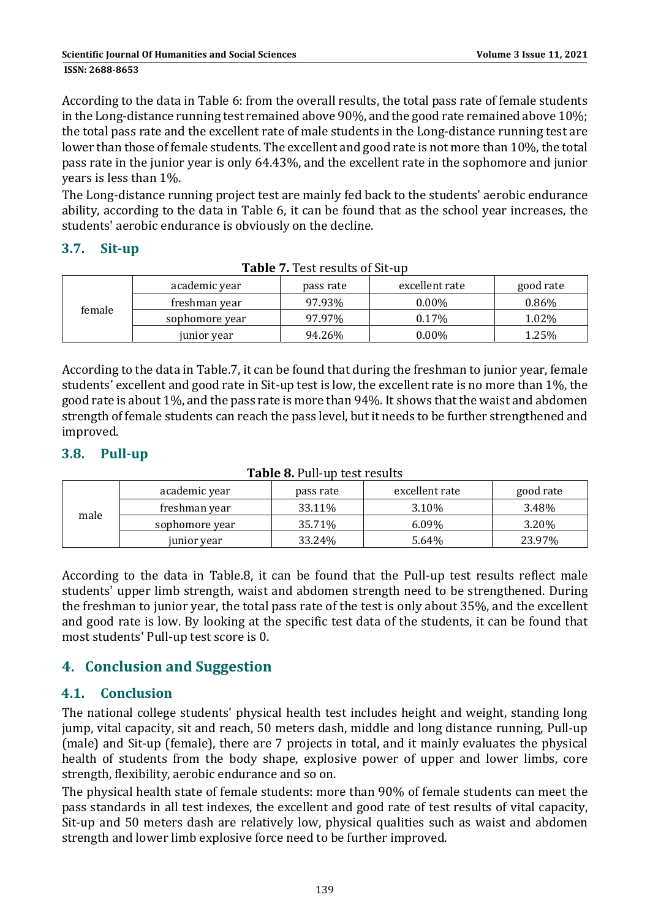According to the data in Table 6: from the overall results, the total pass rate of female students in the Long-distance running test remained above 90%, and the good rate remained above 10%; the total pass rate and the excellent rate of male students in the Long-distance running test are lower than those of female students. The excellent and good rate is not more than 10%, the total pass rate in the junior year is only 64.43%, and the excellent rate in the sophomore and junior years is less than 1%.

The Long-distance running project test are mainly fed back to the students' aerobic endurance ability, according to the data in Table 6, it can be found that as the school year increases, the students' aerobic endurance is obviously on the decline.

### 3.7. Sit-up

**Table 7.** Test results of Sit-up

| | academic year | pass rate | excellent rate | good rate |
|---|---|---|---|---|
| female | freshman year | 97.93% | 0.00% | 0.86% |
| | sophomore year | 97.97% | 0.17% | 1.02% |
| | junior year | 94.26% | 0.00% | 1.25% |

According to the data in Table.7, it can be found that during the freshman to junior year, female students' excellent and good rate in Sit-up test is low, the excellent rate is no more than 1%, the good rate is about 1%, and the pass rate is more than 94%. It shows that the waist and abdomen strength of female students can reach the pass level, but it needs to be further strengthened and improved.

### 3.8. Pull-up

**Table 8.** Pull-up test results

| | academic year | pass rate | excellent rate | good rate |
|---|---|---|---|---|
| male | freshman year | 33.11% | 3.10% | 3.48% |
| | sophomore year | 35.71% | 6.09% | 3.20% |
| | junior year | 33.24% | 5.64% | 23.97% |

According to the data in Table.8, it can be found that the Pull-up test results reflect male students' upper limb strength, waist and abdomen strength need to be strengthened. During the freshman to junior year, the total pass rate of the test is only about 35%, and the excellent and good rate is low. By looking at the specific test data of the students, it can be found that most students' Pull-up test score is 0.

## 4. Conclusion and Suggestion

### 4.1. Conclusion

The national college students' physical health test includes height and weight, standing long jump, vital capacity, sit and reach, 50 meters dash, middle and long distance running, Pull-up (male) and Sit-up (female), there are 7 projects in total, and it mainly evaluates the physical health of students from the body shape, explosive power of upper and lower limbs, core strength, flexibility, aerobic endurance and so on.

The physical health state of female students: more than 90% of female students can meet the pass standards in all test indexes, the excellent and good rate of test results of vital capacity, Sit-up and 50 meters dash are relatively low, physical qualities such as waist and abdomen strength and lower limb explosive force need to be further improved.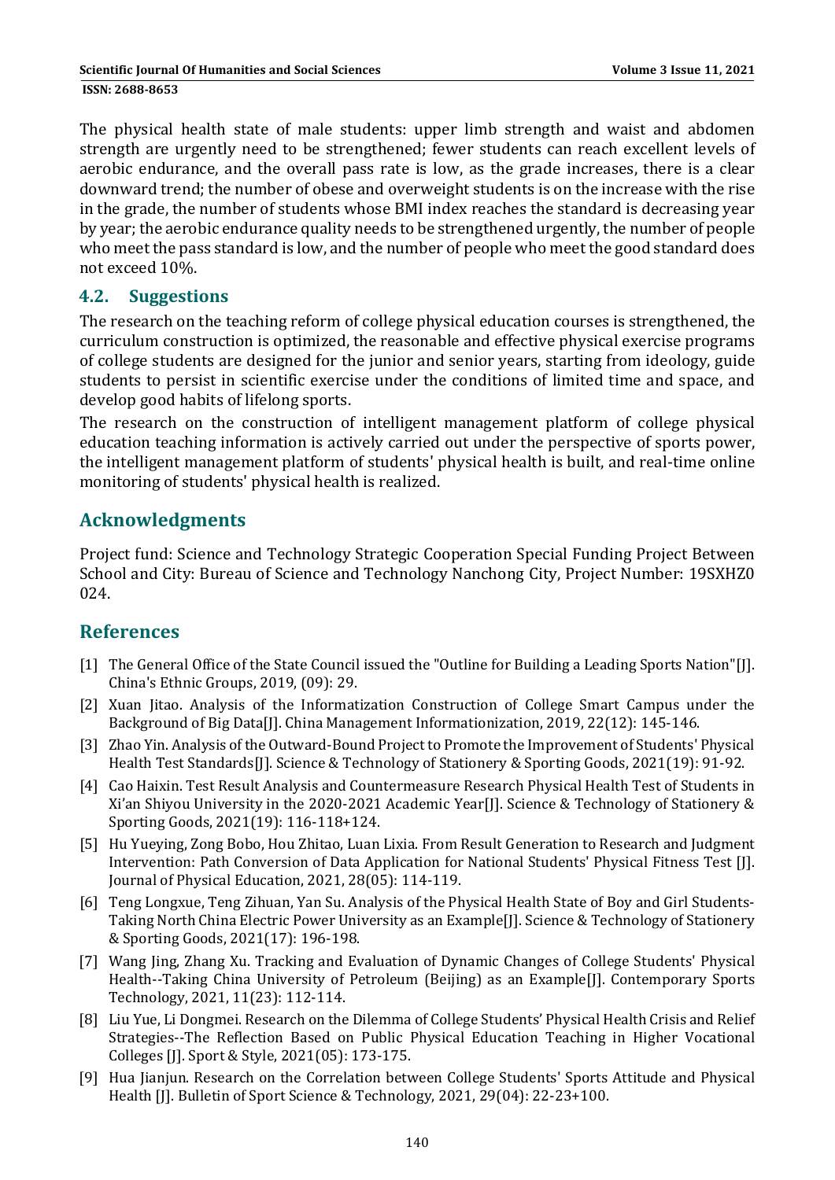The physical health state of male students: upper limb strength and waist and abdomen strength are urgently need to be strengthened; fewer students can reach excellent levels of aerobic endurance, and the overall pass rate is low, as the grade increases, there is a clear downward trend; the number of obese and overweight students is on the increase with the rise in the grade, the number of students whose BMI index reaches the standard is decreasing year by year; the aerobic endurance quality needs to be strengthened urgently, the number of people who meet the pass standard is low, and the number of people who meet the good standard does not exceed 10%.

### 4.2. Suggestions

The research on the teaching reform of college physical education courses is strengthened, the curriculum construction is optimized, the reasonable and effective physical exercise programs of college students are designed for the junior and senior years, starting from ideology, guide students to persist in scientific exercise under the conditions of limited time and space, and develop good habits of lifelong sports.

The research on the construction of intelligent management platform of college physical education teaching information is actively carried out under the perspective of sports power, the intelligent management platform of students' physical health is built, and real-time online monitoring of students' physical health is realized.

## Acknowledgments

Project fund: Science and Technology Strategic Cooperation Special Funding Project Between School and City: Bureau of Science and Technology Nanchong City, Project Number: 19SXHZ0 024.

## References

[1] The General Office of the State Council issued the "Outline for Building a Leading Sports Nation"[J]. China's Ethnic Groups, 2019, (09): 29.

[2] Xuan Jitao. Analysis of the Informatization Construction of College Smart Campus under the Background of Big Data[J]. China Management Informationization, 2019, 22(12): 145-146.

[3] Zhao Yin. Analysis of the Outward-Bound Project to Promote the Improvement of Students' Physical Health Test Standards[J]. Science & Technology of Stationery & Sporting Goods, 2021(19): 91-92.

[4] Cao Haixin. Test Result Analysis and Countermeasure Research Physical Health Test of Students in Xi'an Shiyou University in the 2020-2021 Academic Year[J]. Science & Technology of Stationery & Sporting Goods, 2021(19): 116-118+124.

[5] Hu Yueying, Zong Bobo, Hou Zhitao, Luan Lixia. From Result Generation to Research and Judgment Intervention: Path Conversion of Data Application for National Students' Physical Fitness Test [J]. Journal of Physical Education, 2021, 28(05): 114-119.

[6] Teng Longxue, Teng Zihuan, Yan Su. Analysis of the Physical Health State of Boy and Girl Students-Taking North China Electric Power University as an Example[J]. Science & Technology of Stationery & Sporting Goods, 2021(17): 196-198.

[7] Wang Jing, Zhang Xu. Tracking and Evaluation of Dynamic Changes of College Students' Physical Health--Taking China University of Petroleum (Beijing) as an Example[J]. Contemporary Sports Technology, 2021, 11(23): 112-114.

[8] Liu Yue, Li Dongmei. Research on the Dilemma of College Students' Physical Health Crisis and Relief Strategies--The Reflection Based on Public Physical Education Teaching in Higher Vocational Colleges [J]. Sport & Style, 2021(05): 173-175.

[9] Hua Jianjun. Research on the Correlation between College Students' Sports Attitude and Physical Health [J]. Bulletin of Sport Science & Technology, 2021, 29(04): 22-23+100.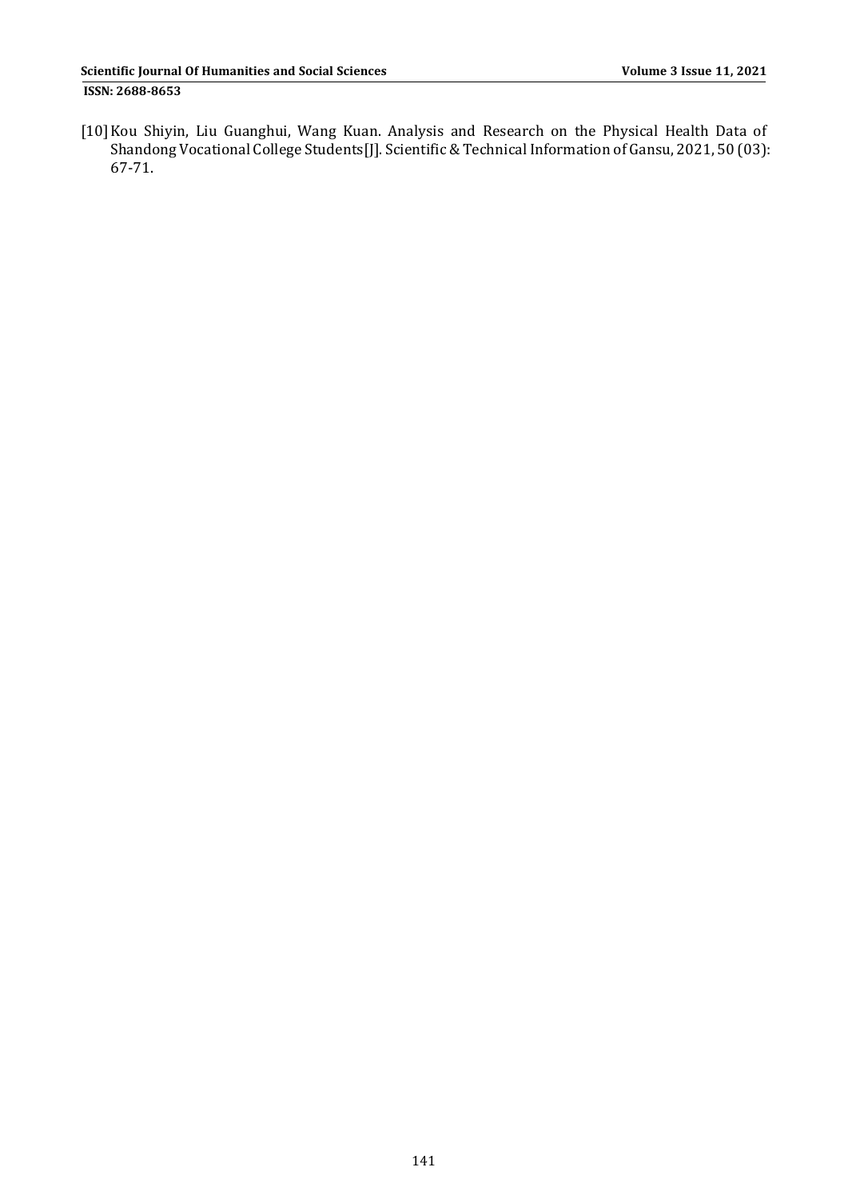[10] Kou Shiyin, Liu Guanghui, Wang Kuan. Analysis and Research on the Physical Health Data of Shandong Vocational College Students[J]. Scientific & Technical Information of Gansu, 2021, 50 (03): 67-71.